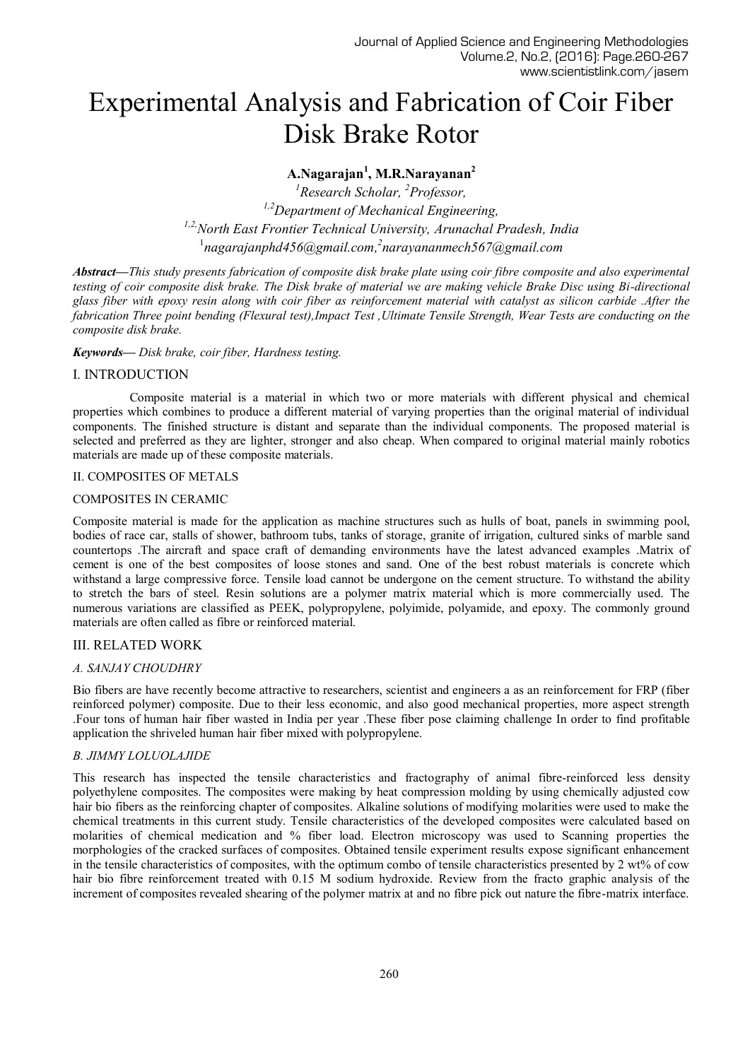# Experimental Analysis and Fabrication of Coir Fiber Disk Brake Rotor

**A.Nagarajan[1], M.R.Narayanan[2]**

[1]*Research Scholar,* [2]*Professor,*

[1,2]*Department of Mechanical Engineering,*

[1,2,]*North East Frontier Technical University, Arunachal Pradesh, India*

[1]*nagarajanphd456@gmail.com,*[2]*narayananmech567@gmail.com*

***Abstract—****This study presents fabrication of composite disk brake plate using coir fibre composite and also experimental testing of coir composite disk brake. The Disk brake of material we are making vehicle Brake Disc using Bi-directional glass fiber with epoxy resin along with coir fiber as reinforcement material with catalyst as silicon carbide .After the fabrication Three point bending (Flexural test),Impact Test ,Ultimate Tensile Strength, Wear Tests are conducting on the composite disk brake.*

***Keywords—*** *Disk brake, coir fiber, Hardness testing.*

## I. INTRODUCTION

Composite material is a material in which two or more materials with different physical and chemical properties which combines to produce a different material of varying properties than the original material of individual components. The finished structure is distant and separate than the individual components. The proposed material is selected and preferred as they are lighter, stronger and also cheap. When compared to original material mainly robotics materials are made up of these composite materials.

## II. COMPOSITES OF METALS

### COMPOSITES IN CERAMIC

Composite material is made for the application as machine structures such as hulls of boat, panels in swimming pool, bodies of race car, stalls of shower, bathroom tubs, tanks of storage, granite of irrigation, cultured sinks of marble sand countertops .The aircraft and space craft of demanding environments have the latest advanced examples .Matrix of cement is one of the best composites of loose stones and sand. One of the best robust materials is concrete which withstand a large compressive force. Tensile load cannot be undergone on the cement structure. To withstand the ability to stretch the bars of steel. Resin solutions are a polymer matrix material which is more commercially used. The numerous variations are classified as PEEK, polypropylene, polyimide, polyamide, and epoxy. The commonly ground materials are often called as fibre or reinforced material.

## III. RELATED WORK

### *A. SANJAY CHOUDHRY*

Bio fibers are have recently become attractive to researchers, scientist and engineers a as an reinforcement for FRP (fiber reinforced polymer) composite. Due to their less economic, and also good mechanical properties, more aspect strength .Four tons of human hair fiber wasted in India per year .These fiber pose claiming challenge In order to find profitable application the shriveled human hair fiber mixed with polypropylene.

### *B. JIMMY LOLUOLAJIDE*

This research has inspected the tensile characteristics and fractography of animal fibre-reinforced less density polyethylene composites. The composites were making by heat compression molding by using chemically adjusted cow hair bio fibers as the reinforcing chapter of composites. Alkaline solutions of modifying molarities were used to make the chemical treatments in this current study. Tensile characteristics of the developed composites were calculated based on molarities of chemical medication and % fiber load. Electron microscopy was used to Scanning properties the morphologies of the cracked surfaces of composites. Obtained tensile experiment results expose significant enhancement in the tensile characteristics of composites, with the optimum combo of tensile characteristics presented by 2 wt% of cow hair bio fibre reinforcement treated with 0.15 M sodium hydroxide. Review from the fracto graphic analysis of the increment of composites revealed shearing of the polymer matrix at and no fibre pick out nature the fibre-matrix interface.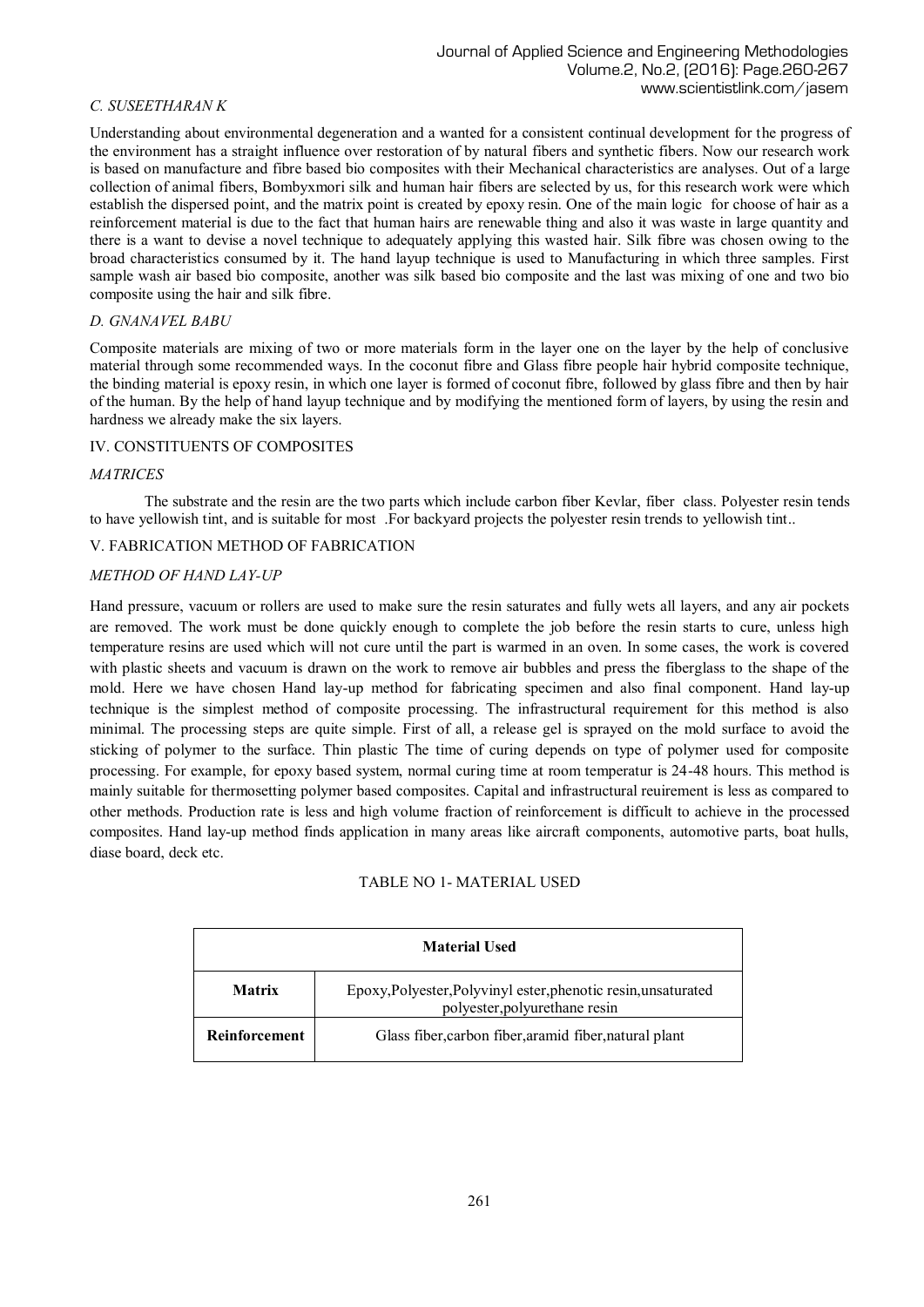*C. SUSEETHARAN K*

Understanding about environmental degeneration and a wanted for a consistent continual development for the progress of the environment has a straight influence over restoration of by natural fibers and synthetic fibers. Now our research work is based on manufacture and fibre based bio composites with their Mechanical characteristics are analyses. Out of a large collection of animal fibers, Bombyxmori silk and human hair fibers are selected by us, for this research work were which establish the dispersed point, and the matrix point is created by epoxy resin. One of the main logic for choose of hair as a reinforcement material is due to the fact that human hairs are renewable thing and also it was waste in large quantity and there is a want to devise a novel technique to adequately applying this wasted hair. Silk fibre was chosen owing to the broad characteristics consumed by it. The hand layup technique is used to Manufacturing in which three samples. First sample wash air based bio composite, another was silk based bio composite and the last was mixing of one and two bio composite using the hair and silk fibre.

*D. GNANAVEL BABU*

Composite materials are mixing of two or more materials form in the layer one on the layer by the help of conclusive material through some recommended ways. In the coconut fibre and Glass fibre people hair hybrid composite technique, the binding material is epoxy resin, in which one layer is formed of coconut fibre, followed by glass fibre and then by hair of the human. By the help of hand layup technique and by modifying the mentioned form of layers, by using the resin and hardness we already make the six layers.

## IV. CONSTITUENTS OF COMPOSITES

*MATRICES*

The substrate and the resin are the two parts which include carbon fiber Kevlar, fiber class. Polyester resin tends to have yellowish tint, and is suitable for most .For backyard projects the polyester resin trends to yellowish tint..

## V. FABRICATION METHOD OF FABRICATION

*METHOD OF HAND LAY-UP*

Hand pressure, vacuum or rollers are used to make sure the resin saturates and fully wets all layers, and any air pockets are removed. The work must be done quickly enough to complete the job before the resin starts to cure, unless high temperature resins are used which will not cure until the part is warmed in an oven. In some cases, the work is covered with plastic sheets and vacuum is drawn on the work to remove air bubbles and press the fiberglass to the shape of the mold. Here we have chosen Hand lay-up method for fabricating specimen and also final component. Hand lay-up technique is the simplest method of composite processing. The infrastructural requirement for this method is also minimal. The processing steps are quite simple. First of all, a release gel is sprayed on the mold surface to avoid the sticking of polymer to the surface. Thin plastic The time of curing depends on type of polymer used for composite processing. For example, for epoxy based system, normal curing time at room temperatur is 24-48 hours. This method is mainly suitable for thermosetting polymer based composites. Capital and infrastructural reuirement is less as compared to other methods. Production rate is less and high volume fraction of reinforcement is difficult to achieve in the processed composites. Hand lay-up method finds application in many areas like aircraft components, automotive parts, boat hulls, diase board, deck etc.

TABLE NO 1- MATERIAL USED

| **Material Used** | |
|---|---|
| **Matrix** | Epoxy,Polyester,Polyvinyl ester,phenotic resin,unsaturated polyester,polyurethane resin |
| **Reinforcement** | Glass fiber,carbon fiber,aramid fiber,natural plant |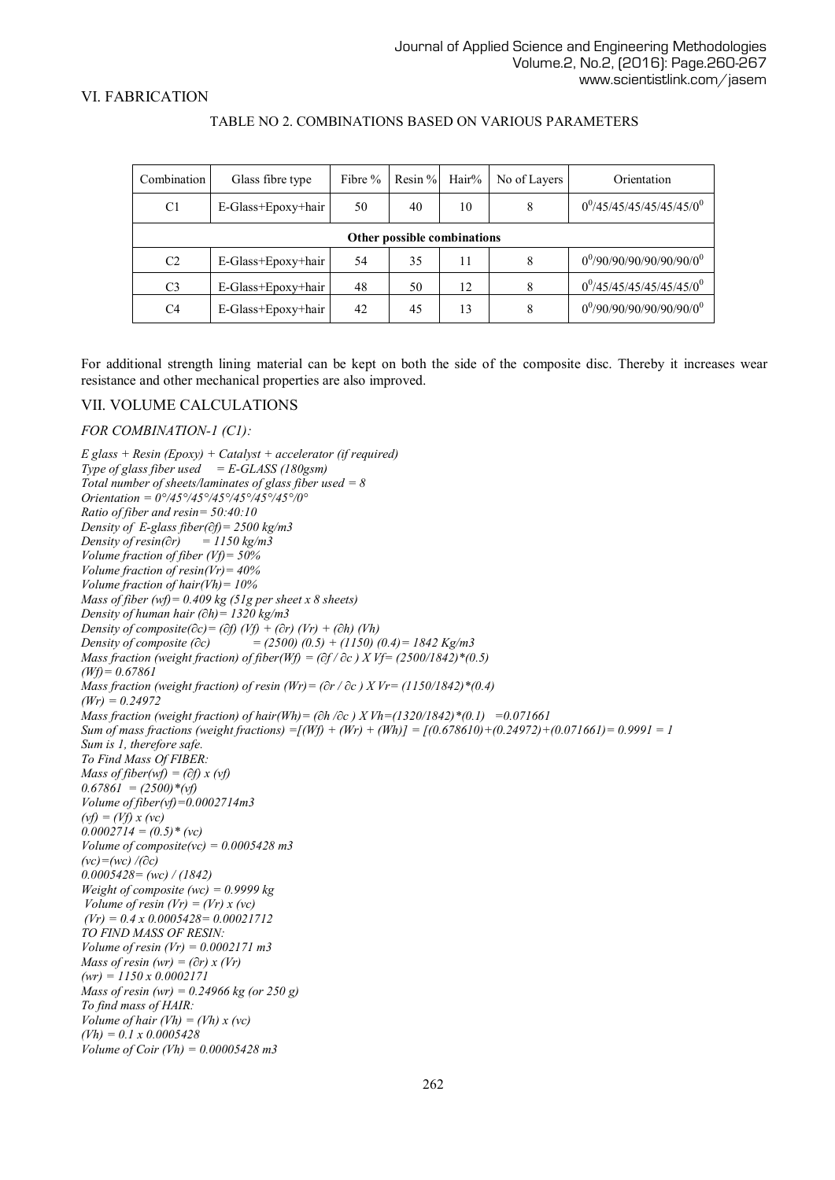## VI. FABRICATION

TABLE NO 2. COMBINATIONS BASED ON VARIOUS PARAMETERS

| Combination | Glass fibre type | Fibre % | Resin % | Hair% | No of Layers | Orientation |
|---|---|---|---|---|---|---|
| C1 | E-Glass+Epoxy+hair | 50 | 40 | 10 | 8 | $0^0$/45/45/45/45/45/45/$0^0$ |
| **Other possible combinations** | | | | | | |
| C2 | E-Glass+Epoxy+hair | 54 | 35 | 11 | 8 | $0^0$/90/90/90/90/90/90/$0^0$ |
| C3 | E-Glass+Epoxy+hair | 48 | 50 | 12 | 8 | $0^0$/45/45/45/45/45/45/$0^0$ |
| C4 | E-Glass+Epoxy+hair | 42 | 45 | 13 | 8 | $0^0$/90/90/90/90/90/90/$0^0$ |

For additional strength lining material can be kept on both the side of the composite disc. Thereby it increases wear resistance and other mechanical properties are also improved.

## VII. VOLUME CALCULATIONS

*FOR COMBINATION-1 (C1):*

*E glass + Resin (Epoxy) + Catalyst + accelerator (if required)*
*Type of glass fiber used = E-GLASS (180gsm)*
*Total number of sheets/laminates of glass fiber used = 8*
*Orientation = 0°/45°/45°/45°/45°/45°/45°/0°*
*Ratio of fiber and resin= 50:40:10*
*Density of E-glass fiber(∂f)= 2500 kg/m3*
*Density of resin(∂r) = 1150 kg/m3*
*Volume fraction of fiber (Vf)= 50%*
*Volume fraction of resin(Vr)= 40%*
*Volume fraction of hair(Vh)= 10%*
*Mass of fiber (wf)= 0.409 kg (51g per sheet x 8 sheets)*
*Density of human hair (∂h)= 1320 kg/m3*
*Density of composite(∂c)= (∂f) (Vf) + (∂r) (Vr) + (∂h) (Vh)*
*Density of composite (∂c) = (2500) (0.5) + (1150) (0.4)= 1842 Kg/m3*
*Mass fraction (weight fraction) of fiber(Wf) = (∂f / ∂c ) X Vf= (2500/1842)*(0.5)*
*(Wf)= 0.67861*
*Mass fraction (weight fraction) of resin (Wr)= (∂r / ∂c ) X Vr= (1150/1842)*(0.4)*
*(Wr) = 0.24972*
*Mass fraction (weight fraction) of hair(Wh)= (∂h /∂c ) X Vh=(1320/1842)*(0.1) =0.071661*
*Sum of mass fractions (weight fractions) =[(Wf) + (Wr) + (Wh)] = [(0.678610)+(0.24972)+(0.071661)= 0.9991 = 1*
*Sum is 1, therefore safe.*
*To Find Mass Of FIBER:*
*Mass of fiber(wf) = (∂f) x (vf)*
*0.67861 = (2500)*(vf)*
*Volume of fiber(vf)=0.0002714m3*
*(vf) = (Vf) x (vc)*
*0.0002714 = (0.5)* (vc)*
*Volume of composite(vc) = 0.0005428 m3*
*(vc)=(wc) /(∂c)*
*0.0005428= (wc) / (1842)*
*Weight of composite (wc) = 0.9999 kg*
*Volume of resin (Vr) = (Vr) x (vc)*
*(Vr) = 0.4 x 0.0005428= 0.00021712*
*TO FIND MASS OF RESIN:*
*Volume of resin (Vr) = 0.0002171 m3*
*Mass of resin (wr) = (∂r) x (Vr)*
*(wr) = 1150 x 0.0002171*
*Mass of resin (wr) = 0.24966 kg (or 250 g)*
*To find mass of HAIR:*
*Volume of hair (Vh) = (Vh) x (vc)*
*(Vh) = 0.1 x 0.0005428*
*Volume of Coir (Vh) = 0.00005428 m3*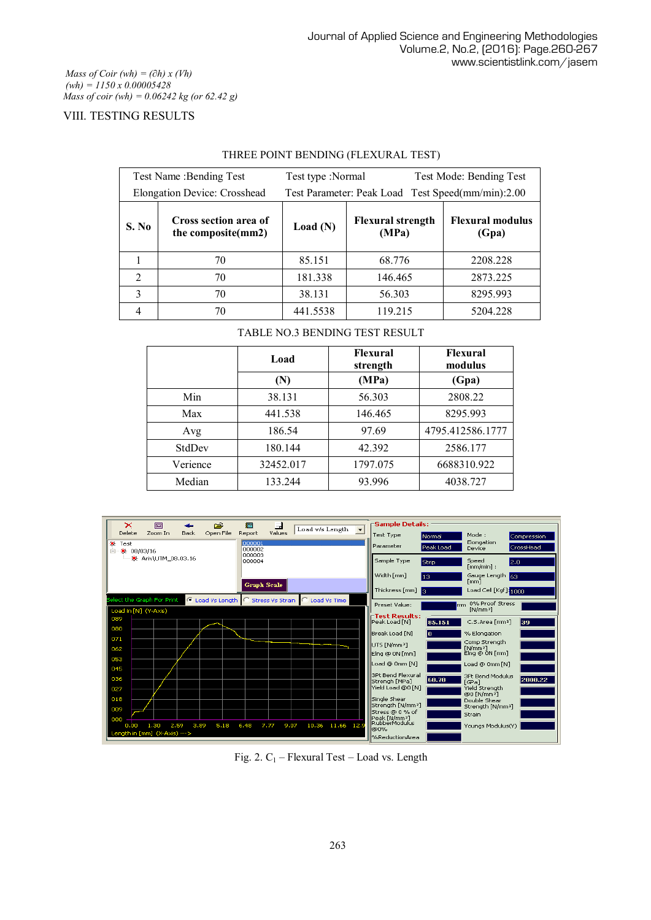*Mass of Coir (wh) = (∂h) x (Vh)*
*(wh) = 1150 x 0.00005428*
*Mass of coir (wh) = 0.06242 kg (or 62.42 g)*

## VIII. TESTING RESULTS

THREE POINT BENDING (FLEXURAL TEST)

| Test Name :Bending Test | | Test type :Normal | | Test Mode: Bending Test |
|---|---|---|---|---|
| Elongation Device: Crosshead | | Test Parameter: Peak Load | | Test Speed(mm/min):2.00 |
| **S. No** | **Cross section area of the composite(mm2)** | **Load (N)** | **Flexural strength (MPa)** | **Flexural modulus (Gpa)** |
| 1 | 70 | 85.151 | 68.776 | 2208.228 |
| 2 | 70 | 181.338 | 146.465 | 2873.225 |
| 3 | 70 | 38.131 | 56.303 | 8295.993 |
| 4 | 70 | 441.5538 | 119.215 | 5204.228 |

TABLE NO.3 BENDING TEST RESULT

| | Load | Flexural strength | Flexural modulus |
|---|---|---|---|
| | (N) | (MPa) | (Gpa) |
| Min | 38.131 | 56.303 | 2808.22 |
| Max | 441.538 | 146.465 | 8295.993 |
| Avg | 186.54 | 97.69 | 4795.412586.1777 |
| StdDev | 180.144 | 42.392 | 2586.177 |
| Verience | 32452.017 | 1797.075 | 6688310.922 |
| Median | 133.244 | 93.996 | 4038.727 |

Fig. 2. $C_1$ – Flexural Test – Load vs. Length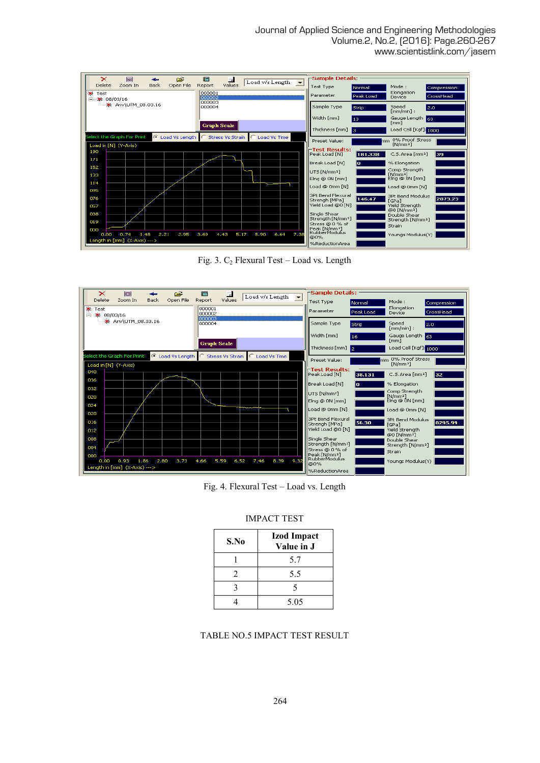Fig. 3. $C_2$ Flexural Test – Load vs. Length

Fig. 4. Flexural Test – Load vs. Length

IMPACT TEST

| S.No | Izod Impact Value in J |
|---|---|
| 1 | 5.7 |
| 2 | 5.5 |
| 3 | 5 |
| 4 | 5.05 |

TABLE NO.5 IMPACT TEST RESULT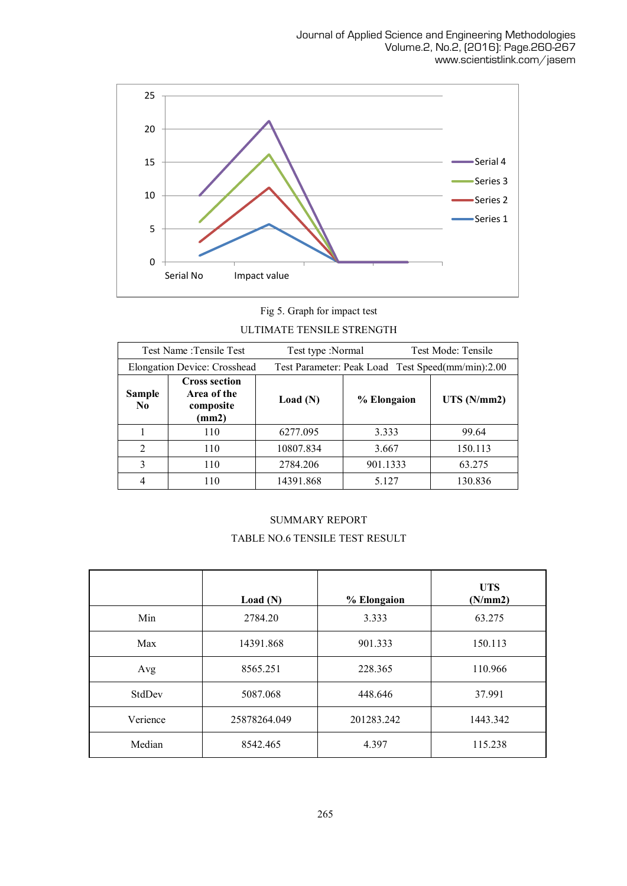Fig 5. Graph for impact test

ULTIMATE TENSILE STRENGTH

| Test Name :Tensile Test | | Test type :Normal | | Test Mode: Tensile |
|---|---|---|---|---|
| Elongation Device: Crosshead | | Test Parameter: Peak Load | | Test Speed(mm/min):2.00 |
| **Sample No** | **Cross section Area of the composite (mm2)** | **Load (N)** | **% Elongaion** | **UTS (N/mm2)** |
| 1 | 110 | 6277.095 | 3.333 | 99.64 |
| 2 | 110 | 10807.834 | 3.667 | 150.113 |
| 3 | 110 | 2784.206 | 901.1333 | 63.275 |
| 4 | 110 | 14391.868 | 5.127 | 130.836 |

SUMMARY REPORT

TABLE NO.6 TENSILE TEST RESULT

| | **Load (N)** | **% Elongaion** | **UTS (N/mm2)** |
|---|---|---|---|
| Min | 2784.20 | 3.333 | 63.275 |
| Max | 14391.868 | 901.333 | 150.113 |
| Avg | 8565.251 | 228.365 | 110.966 |
| StdDev | 5087.068 | 448.646 | 37.991 |
| Verience | 25878264.049 | 201283.242 | 1443.342 |
| Median | 8542.465 | 4.397 | 115.238 |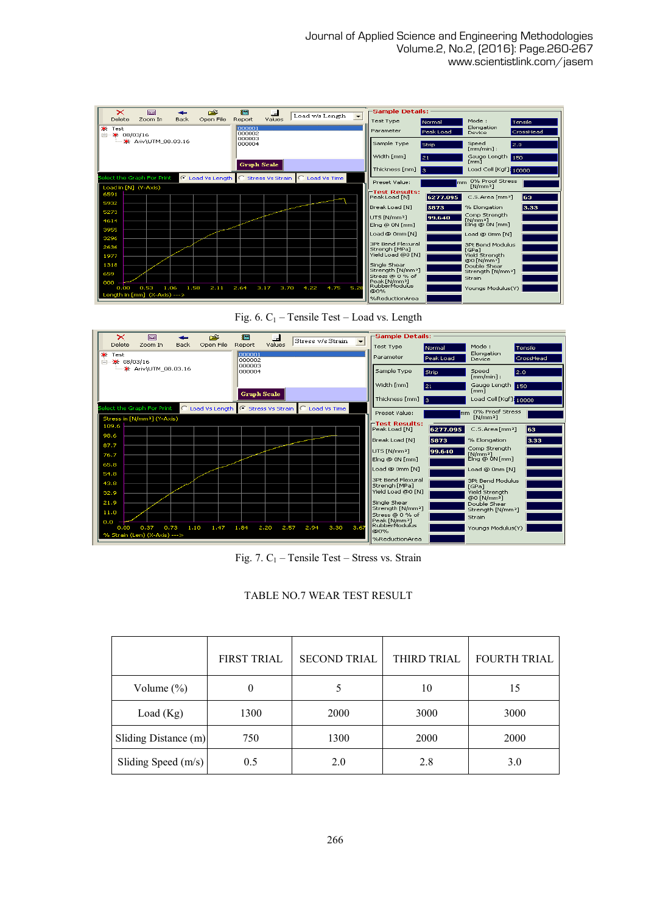Fig. 6. $C_1$ – Tensile Test – Load vs. Length

Fig. 7. $C_1$ – Tensile Test – Stress vs. Strain

TABLE NO.7 WEAR TEST RESULT

| | FIRST TRIAL | SECOND TRIAL | THIRD TRIAL | FOURTH TRIAL |
|---|---|---|---|---|
| Volume (%) | 0 | 5 | 10 | 15 |
| Load (Kg) | 1300 | 2000 | 3000 | 3000 |
| Sliding Distance (m) | 750 | 1300 | 2000 | 2000 |
| Sliding Speed (m/s) | 0.5 | 2.0 | 2.8 | 3.0 |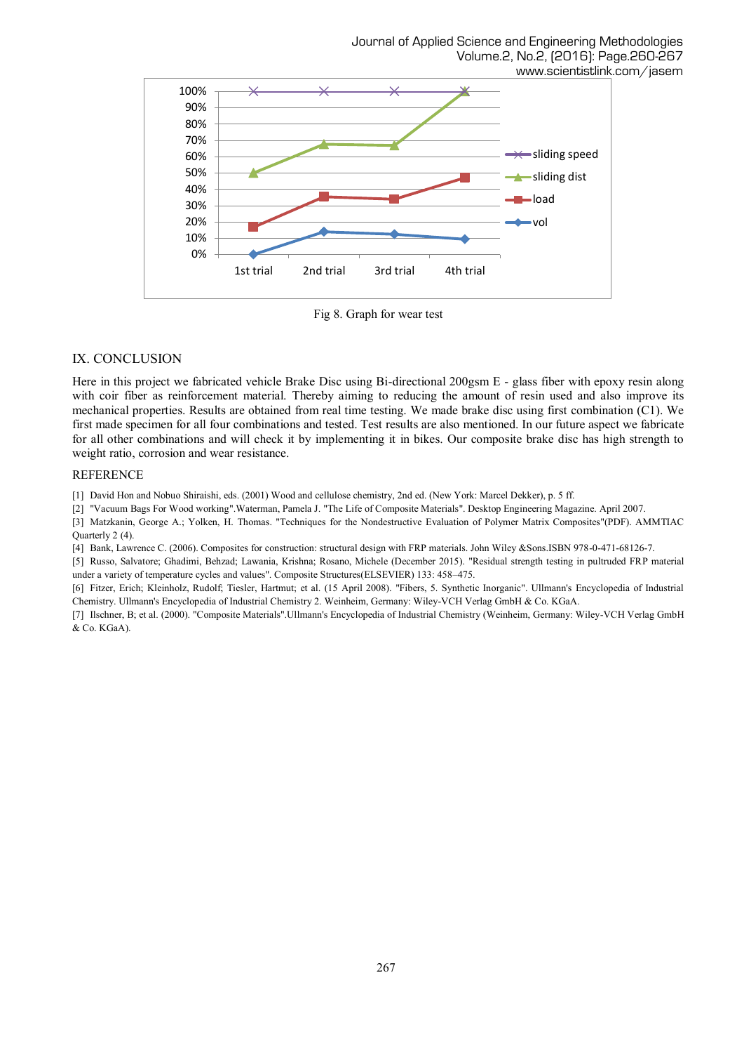100%
90%
80%
70%
60%
50%
40%
30%
20%
10%
0%

1st trial
2nd trial
3rd trial
4th trial

sliding speed
sliding dist
load
vol

Fig 8. Graph for wear test

## IX. CONCLUSION

Here in this project we fabricated vehicle Brake Disc using Bi-directional 200gsm E - glass fiber with epoxy resin along with coir fiber as reinforcement material. Thereby aiming to reducing the amount of resin used and also improve its mechanical properties. Results are obtained from real time testing. We made brake disc using first combination (C1). We first made specimen for all four combinations and tested. Test results are also mentioned. In our future aspect we fabricate for all other combinations and will check it by implementing it in bikes. Our composite brake disc has high strength to weight ratio, corrosion and wear resistance.

## REFERENCE

[1] David Hon and Nobuo Shiraishi, eds. (2001) Wood and cellulose chemistry, 2nd ed. (New York: Marcel Dekker), p. 5 ff.

[2] "Vacuum Bags For Wood working".Waterman, Pamela J. "The Life of Composite Materials". Desktop Engineering Magazine. April 2007.

[3] Matzkanin, George A.; Yolken, H. Thomas. "Techniques for the Nondestructive Evaluation of Polymer Matrix Composites"(PDF). AMMTIAC Quarterly 2 (4).

[4] Bank, Lawrence C. (2006). Composites for construction: structural design with FRP materials. John Wiley &Sons.ISBN 978-0-471-68126-7.

[5] Russo, Salvatore; Ghadimi, Behzad; Lawania, Krishna; Rosano, Michele (December 2015). "Residual strength testing in pultruded FRP material under a variety of temperature cycles and values". Composite Structures(ELSEVIER) 133: 458–475.

[6] Fitzer, Erich; Kleinholz, Rudolf; Tiesler, Hartmut; et al. (15 April 2008). "Fibers, 5. Synthetic Inorganic". Ullmann's Encyclopedia of Industrial Chemistry. Ullmann's Encyclopedia of Industrial Chemistry 2. Weinheim, Germany: Wiley-VCH Verlag GmbH & Co. KGaA.

[7] Ilschner, B; et al. (2000). "Composite Materials".Ullmann's Encyclopedia of Industrial Chemistry (Weinheim, Germany: Wiley-VCH Verlag GmbH & Co. KGaA).